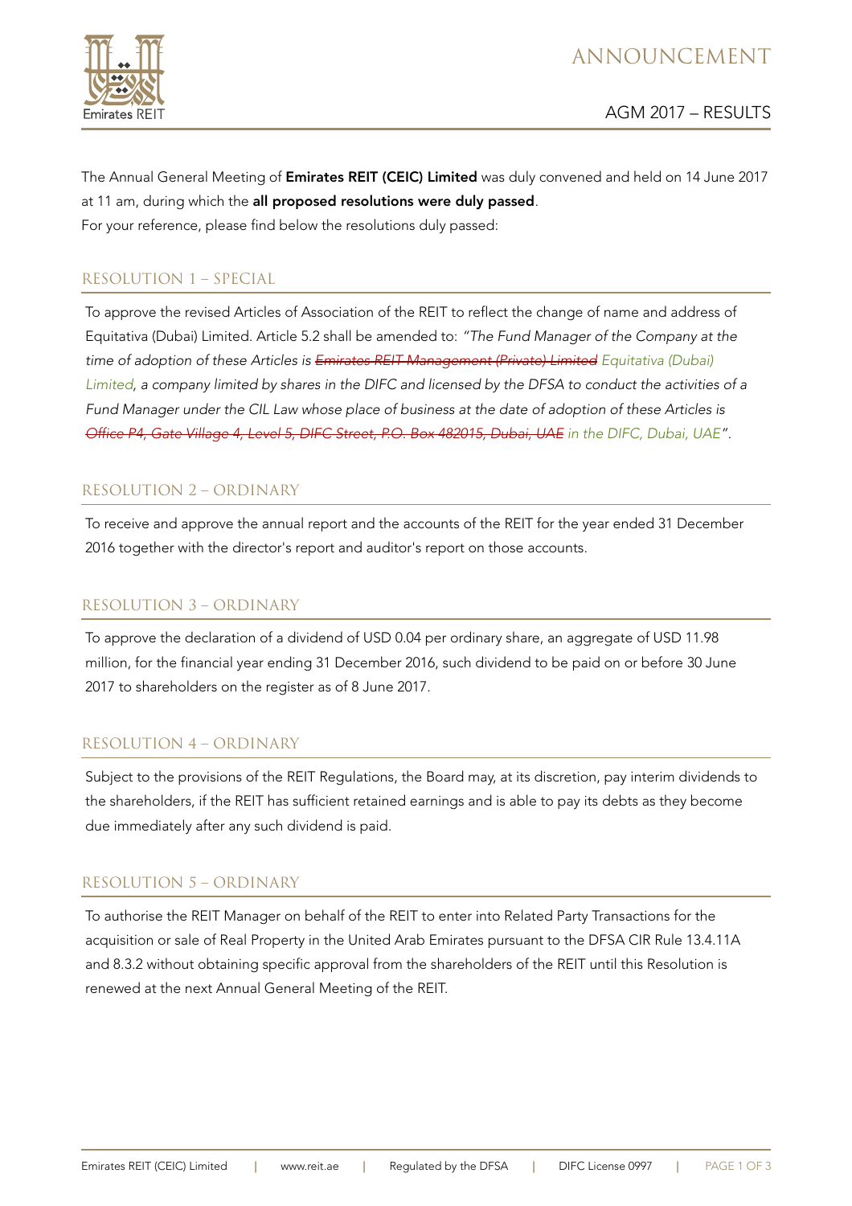# ANNOUNCEMENT

## AGM 2017 – RESULTS

The Annual General Meeting of **Emirates REIT (CEIC) Limited** was duly convened and held on 14 June 2017 at 11 am, during which the **all proposed resolutions were duly passed**.
For your reference, please find below the resolutions duly passed:

### RESOLUTION 1 – SPECIAL

To approve the revised Articles of Association of the REIT to reflect the change of name and address of Equitativa (Dubai) Limited. Article 5.2 shall be amended to: *"The Fund Manager of the Company at the time of adoption of these Articles is ~~Emirates REIT Management (Private) Limited~~ Equitativa (Dubai) Limited, a company limited by shares in the DIFC and licensed by the DFSA to conduct the activities of a Fund Manager under the CIL Law whose place of business at the date of adoption of these Articles is ~~Office P4, Gate Village 4, Level 5, DIFC Street, P.O. Box 482015, Dubai, UAE~~ in the DIFC, Dubai, UAE"*.

### RESOLUTION 2 – ORDINARY

To receive and approve the annual report and the accounts of the REIT for the year ended 31 December 2016 together with the director's report and auditor's report on those accounts.

### RESOLUTION 3 – ORDINARY

To approve the declaration of a dividend of USD 0.04 per ordinary share, an aggregate of USD 11.98 million, for the financial year ending 31 December 2016, such dividend to be paid on or before 30 June 2017 to shareholders on the register as of 8 June 2017.

### RESOLUTION 4 – ORDINARY

Subject to the provisions of the REIT Regulations, the Board may, at its discretion, pay interim dividends to the shareholders, if the REIT has sufficient retained earnings and is able to pay its debts as they become due immediately after any such dividend is paid.

### RESOLUTION 5 – ORDINARY

To authorise the REIT Manager on behalf of the REIT to enter into Related Party Transactions for the acquisition or sale of Real Property in the United Arab Emirates pursuant to the DFSA CIR Rule 13.4.11A and 8.3.2 without obtaining specific approval from the shareholders of the REIT until this Resolution is renewed at the next Annual General Meeting of the REIT.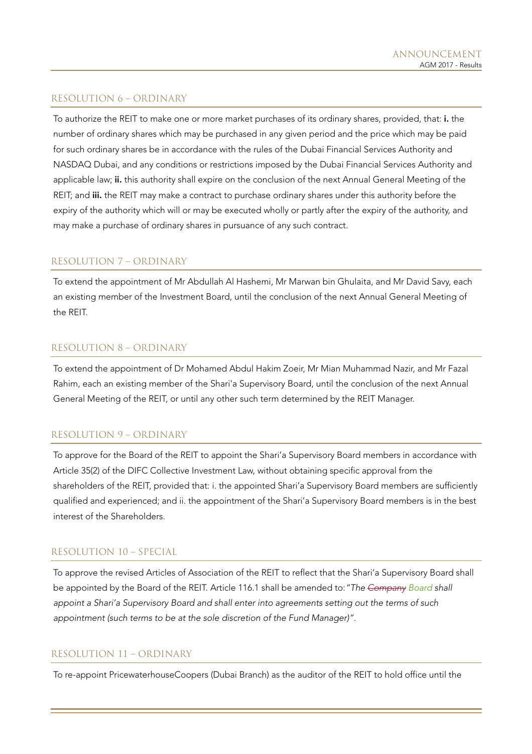## RESOLUTION 6 – ORDINARY

To authorize the REIT to make one or more market purchases of its ordinary shares, provided, that: **i.** the number of ordinary shares which may be purchased in any given period and the price which may be paid for such ordinary shares be in accordance with the rules of the Dubai Financial Services Authority and NASDAQ Dubai, and any conditions or restrictions imposed by the Dubai Financial Services Authority and applicable law; **ii.** this authority shall expire on the conclusion of the next Annual General Meeting of the REIT; and **iii.** the REIT may make a contract to purchase ordinary shares under this authority before the expiry of the authority which will or may be executed wholly or partly after the expiry of the authority, and may make a purchase of ordinary shares in pursuance of any such contract.

## RESOLUTION 7 – ORDINARY

To extend the appointment of Mr Abdullah Al Hashemi, Mr Marwan bin Ghulaita, and Mr David Savy, each an existing member of the Investment Board, until the conclusion of the next Annual General Meeting of the REIT.

## RESOLUTION 8 – ORDINARY

To extend the appointment of Dr Mohamed Abdul Hakim Zoeir, Mr Mian Muhammad Nazir, and Mr Fazal Rahim, each an existing member of the Shari'a Supervisory Board, until the conclusion of the next Annual General Meeting of the REIT, or until any other such term determined by the REIT Manager.

## RESOLUTION 9 – ORDINARY

To approve for the Board of the REIT to appoint the Shari'a Supervisory Board members in accordance with Article 35(2) of the DIFC Collective Investment Law, without obtaining specific approval from the shareholders of the REIT, provided that: i. the appointed Shari'a Supervisory Board members are sufficiently qualified and experienced; and ii. the appointment of the Shari'a Supervisory Board members is in the best interest of the Shareholders.

## RESOLUTION 10 – SPECIAL

To approve the revised Articles of Association of the REIT to reflect that the Shari'a Supervisory Board shall be appointed by the Board of the REIT. Article 116.1 shall be amended to: "*The ~~Company~~ Board shall appoint a Shari'a Supervisory Board and shall enter into agreements setting out the terms of such appointment (such terms to be at the sole discretion of the Fund Manager)*".

## RESOLUTION 11 – ORDINARY

To re-appoint PricewaterhouseCoopers (Dubai Branch) as the auditor of the REIT to hold office until the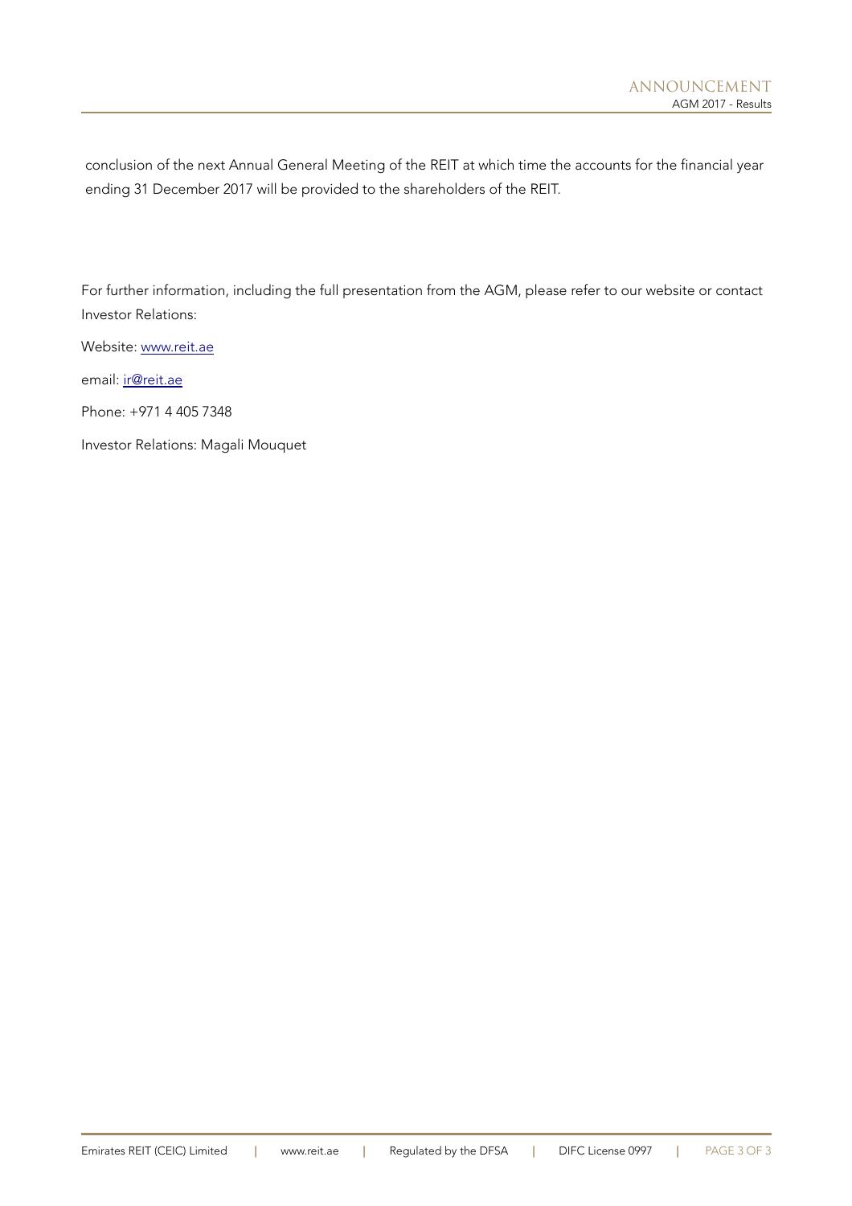conclusion of the next Annual General Meeting of the REIT at which time the accounts for the financial year ending 31 December 2017 will be provided to the shareholders of the REIT.

For further information, including the full presentation from the AGM, please refer to our website or contact Investor Relations:

Website: www.reit.ae

email: ir@reit.ae

Phone: +971 4 405 7348

Investor Relations: Magali Mouquet